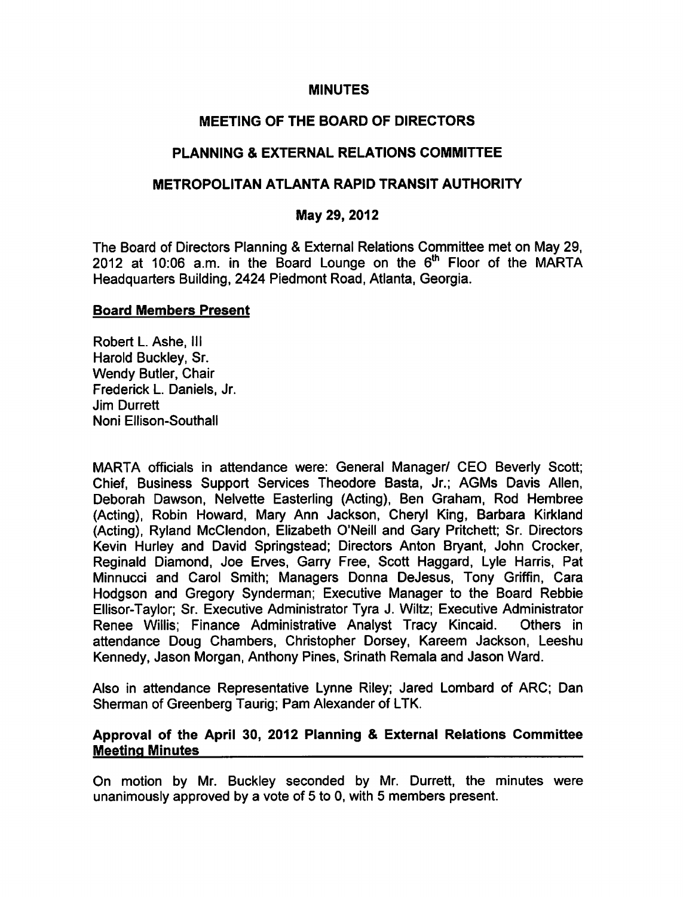# MINUTES

## MEETING OF THE BOARD OF DIRECTORS

## PLANNING & EXTERNAL RELATIONS COMMITTEE

## METROPOLITAN ATLANTA RAPID TRANSIT AUTHORITY

### May 29, 2012

The Board of Directors Planning & External Relations Committee met on May 29, 2012 at 10:06 a.m. in the Board Lounge on the 6th Floor of the MARTA Headquarters Building, 2424 Piedmont Road, Atlanta, Georgia.

**Board Members Present**

Robert L. Ashe, III
Harold Buckley, Sr.
Wendy Butler, Chair
Frederick L. Daniels, Jr.
Jim Durrett
Noni Ellison-Southall

MARTA officials in attendance were: General Manager/ CEO Beverly Scott; Chief, Business Support Services Theodore Basta, Jr.; AGMs Davis Allen, Deborah Dawson, Nelvette Easterling (Acting), Ben Graham, Rod Hembree (Acting), Robin Howard, Mary Ann Jackson, Cheryl King, Barbara Kirkland (Acting), Ryland McClendon, Elizabeth O'Neill and Gary Pritchett; Sr. Directors Kevin Hurley and David Springstead; Directors Anton Bryant, John Crocker, Reginald Diamond, Joe Erves, Garry Free, Scott Haggard, Lyle Harris, Pat Minnucci and Carol Smith; Managers Donna DeJesus, Tony Griffin, Cara Hodgson and Gregory Synderman; Executive Manager to the Board Rebbie Ellisor-Taylor; Sr. Executive Administrator Tyra J. Wiltz; Executive Administrator Renee Willis; Finance Administrative Analyst Tracy Kincaid. Others in attendance Doug Chambers, Christopher Dorsey, Kareem Jackson, Leeshu Kennedy, Jason Morgan, Anthony Pines, Srinath Remala and Jason Ward.

Also in attendance Representative Lynne Riley; Jared Lombard of ARC; Dan Sherman of Greenberg Taurig; Pam Alexander of LTK.

**Approval of the April 30, 2012 Planning & External Relations Committee Meeting Minutes**

On motion by Mr. Buckley seconded by Mr. Durrett, the minutes were unanimously approved by a vote of 5 to 0, with 5 members present.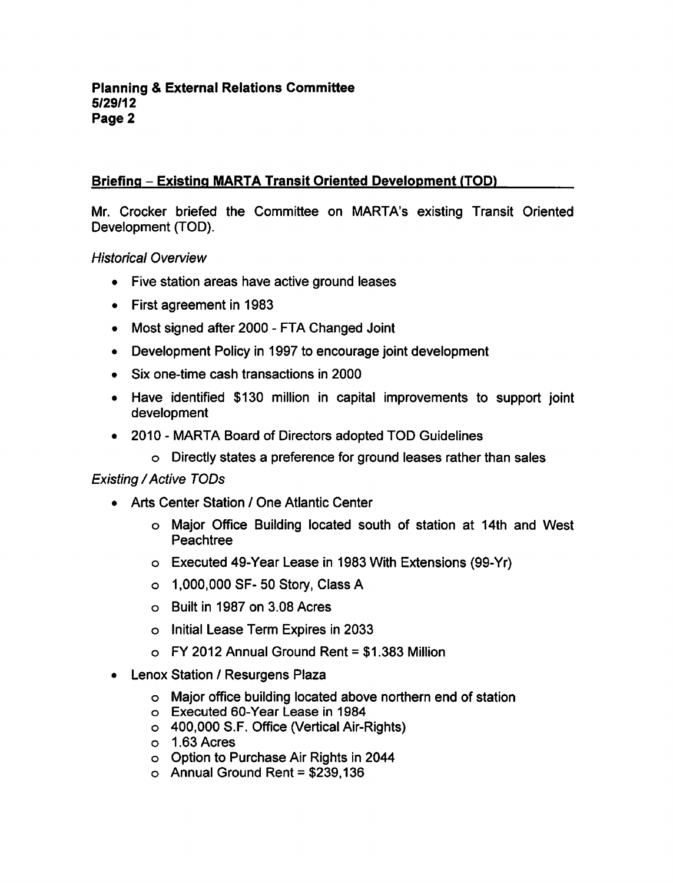## Briefing – Existing MARTA Transit Oriented Development (TOD)

Mr. Crocker briefed the Committee on MARTA's existing Transit Oriented Development (TOD).

*Historical Overview*

- Five station areas have active ground leases
- First agreement in 1983
- Most signed after 2000 - FTA Changed Joint
- Development Policy in 1997 to encourage joint development
- Six one-time cash transactions in 2000
- Have identified $130 million in capital improvements to support joint development
- 2010 - MARTA Board of Directors adopted TOD Guidelines
  - Directly states a preference for ground leases rather than sales

*Existing / Active TODs*

- Arts Center Station / One Atlantic Center
  - Major Office Building located south of station at 14th and West Peachtree
  - Executed 49-Year Lease in 1983 With Extensions (99-Yr)
  - 1,000,000 SF- 50 Story, Class A
  - Built in 1987 on 3.08 Acres
  - Initial Lease Term Expires in 2033
  - FY 2012 Annual Ground Rent = $1.383 Million
- Lenox Station / Resurgens Plaza
  - Major office building located above northern end of station
  - Executed 60-Year Lease in 1984
  - 400,000 S.F. Office (Vertical Air-Rights)
  - 1.63 Acres
  - Option to Purchase Air Rights in 2044
  - Annual Ground Rent = $239,136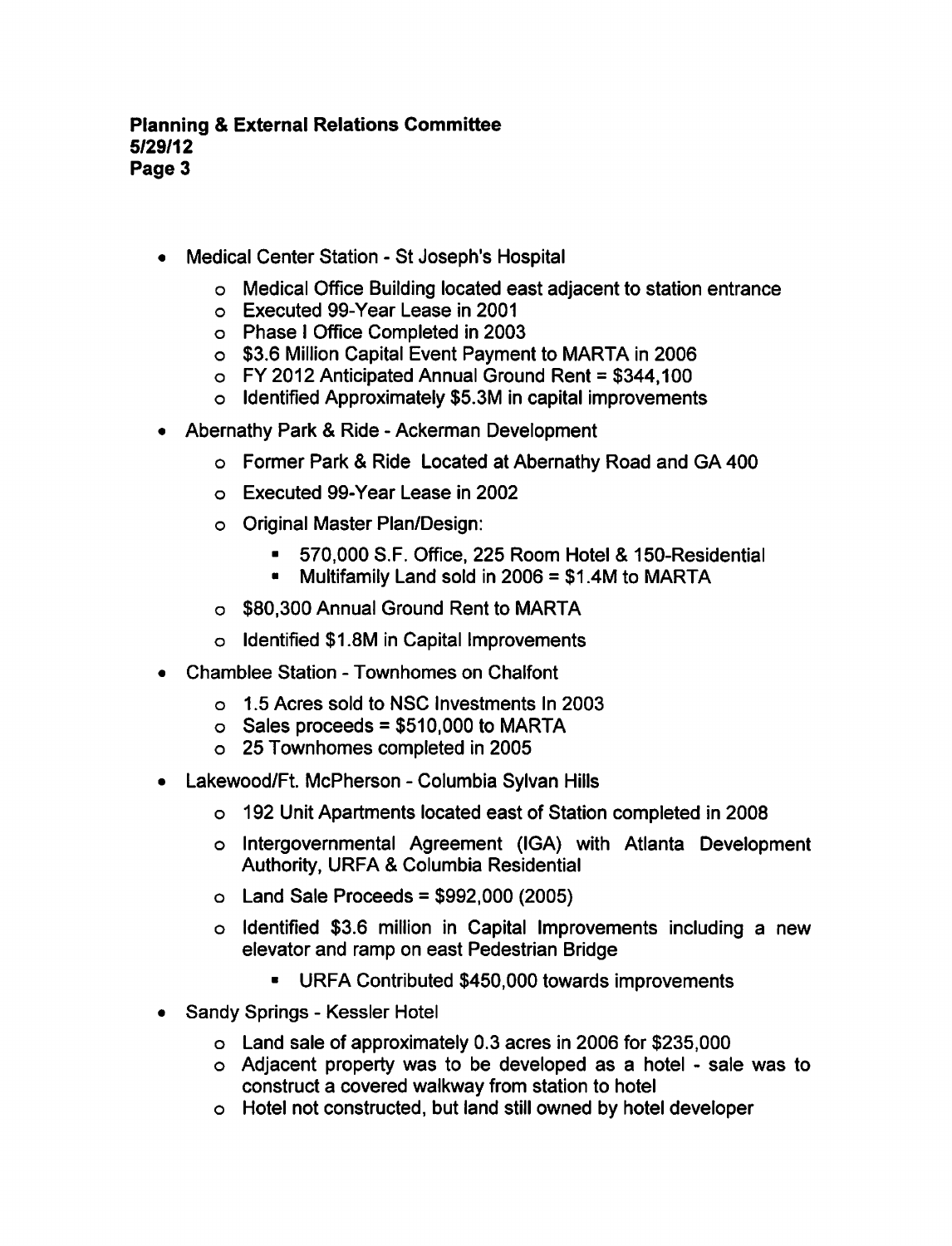- Medical Center Station - St Joseph's Hospital
  - Medical Office Building located east adjacent to station entrance
  - Executed 99-Year Lease in 2001
  - Phase I Office Completed in 2003
  - $3.6 Million Capital Event Payment to MARTA in 2006
  - FY 2012 Anticipated Annual Ground Rent = $344,100
  - Identified Approximately $5.3M in capital improvements
- Abernathy Park & Ride - Ackerman Development
  - Former Park & Ride Located at Abernathy Road and GA 400
  - Executed 99-Year Lease in 2002
  - Original Master Plan/Design:
    - 570,000 S.F. Office, 225 Room Hotel & 150-Residential
    - Multifamily Land sold in 2006 = $1.4M to MARTA
  - $80,300 Annual Ground Rent to MARTA
  - Identified $1.8M in Capital Improvements
- Chamblee Station - Townhomes on Chalfont
  - 1.5 Acres sold to NSC Investments In 2003
  - Sales proceeds = $510,000 to MARTA
  - 25 Townhomes completed in 2005
- Lakewood/Ft. McPherson - Columbia Sylvan Hills
  - 192 Unit Apartments located east of Station completed in 2008
  - Intergovernmental Agreement (IGA) with Atlanta Development Authority, URFA & Columbia Residential
  - Land Sale Proceeds = $992,000 (2005)
  - Identified $3.6 million in Capital Improvements including a new elevator and ramp on east Pedestrian Bridge
    - URFA Contributed $450,000 towards improvements
- Sandy Springs - Kessler Hotel
  - Land sale of approximately 0.3 acres in 2006 for $235,000
  - Adjacent property was to be developed as a hotel - sale was to construct a covered walkway from station to hotel
  - Hotel not constructed, but land still owned by hotel developer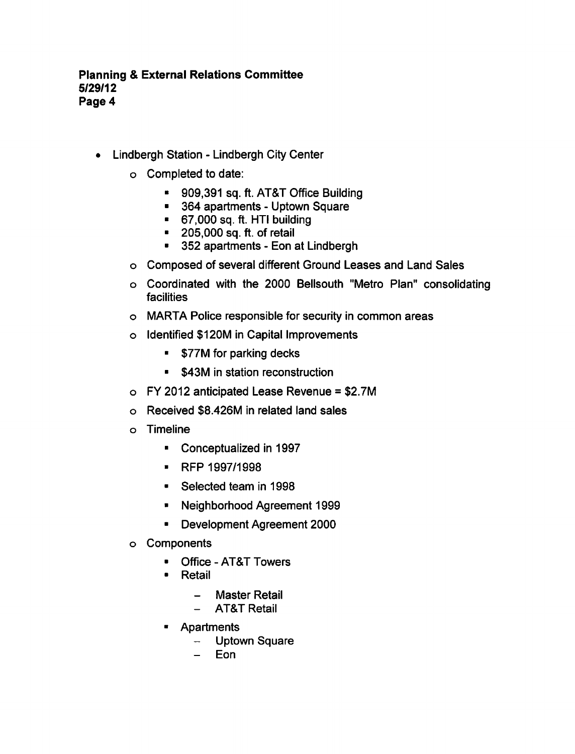- Lindbergh Station - Lindbergh City Center
  - Completed to date:
    - 909,391 sq. ft. AT&T Office Building
    - 364 apartments - Uptown Square
    - 67,000 sq. ft. HTI building
    - 205,000 sq. ft. of retail
    - 352 apartments - Eon at Lindbergh
  - Composed of several different Ground Leases and Land Sales
  - Coordinated with the 2000 Bellsouth "Metro Plan" consolidating facilities
  - MARTA Police responsible for security in common areas
  - Identified $120M in Capital Improvements
    - $77M for parking decks
    - $43M in station reconstruction
  - FY 2012 anticipated Lease Revenue = $2.7M
  - Received $8.426M in related land sales
  - Timeline
    - Conceptualized in 1997
    - RFP 1997/1998
    - Selected team in 1998
    - Neighborhood Agreement 1999
    - Development Agreement 2000
  - Components
    - Office - AT&T Towers
    - Retail
      - Master Retail
      - AT&T Retail
    - Apartments
      - Uptown Square
      - Eon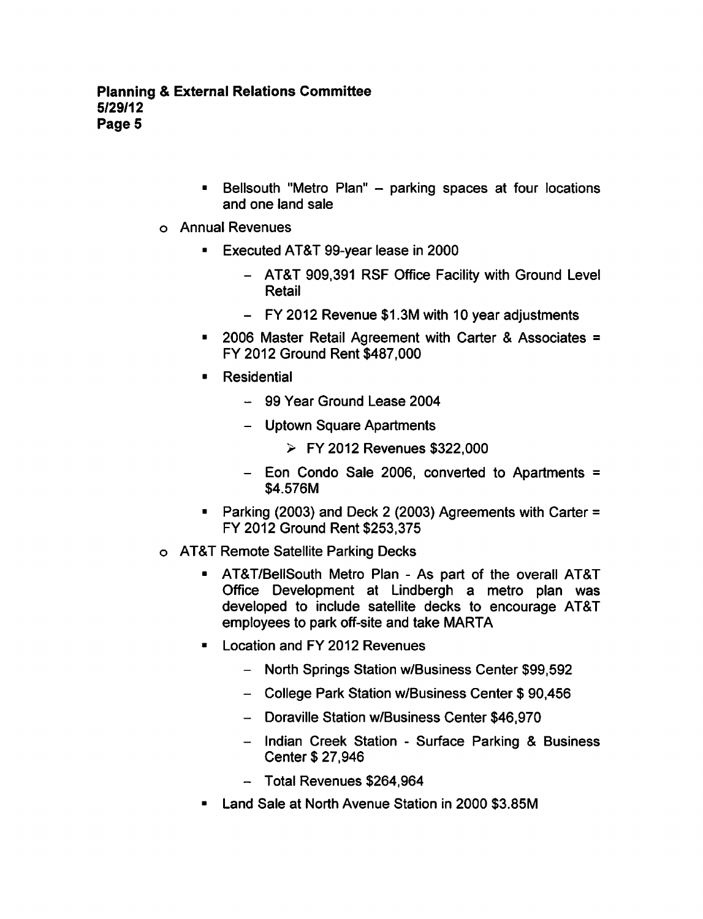- Bellsouth "Metro Plan" – parking spaces at four locations and one land sale
- Annual Revenues
    - Executed AT&T 99-year lease in 2000
        - AT&T 909,391 RSF Office Facility with Ground Level Retail
        - FY 2012 Revenue $1.3M with 10 year adjustments
    - 2006 Master Retail Agreement with Carter & Associates = FY 2012 Ground Rent $487,000
    - Residential
        - 99 Year Ground Lease 2004
        - Uptown Square Apartments
            - FY 2012 Revenues $322,000
        - Eon Condo Sale 2006, converted to Apartments = $4.576M
    - Parking (2003) and Deck 2 (2003) Agreements with Carter = FY 2012 Ground Rent $253,375
- AT&T Remote Satellite Parking Decks
    - AT&T/BellSouth Metro Plan - As part of the overall AT&T Office Development at Lindbergh a metro plan was developed to include satellite decks to encourage AT&T employees to park off-site and take MARTA
    - Location and FY 2012 Revenues
        - North Springs Station w/Business Center $99,592
        - College Park Station w/Business Center $ 90,456
        - Doraville Station w/Business Center $46,970
        - Indian Creek Station - Surface Parking & Business Center $ 27,946
        - Total Revenues $264,964
    - Land Sale at North Avenue Station in 2000 $3.85M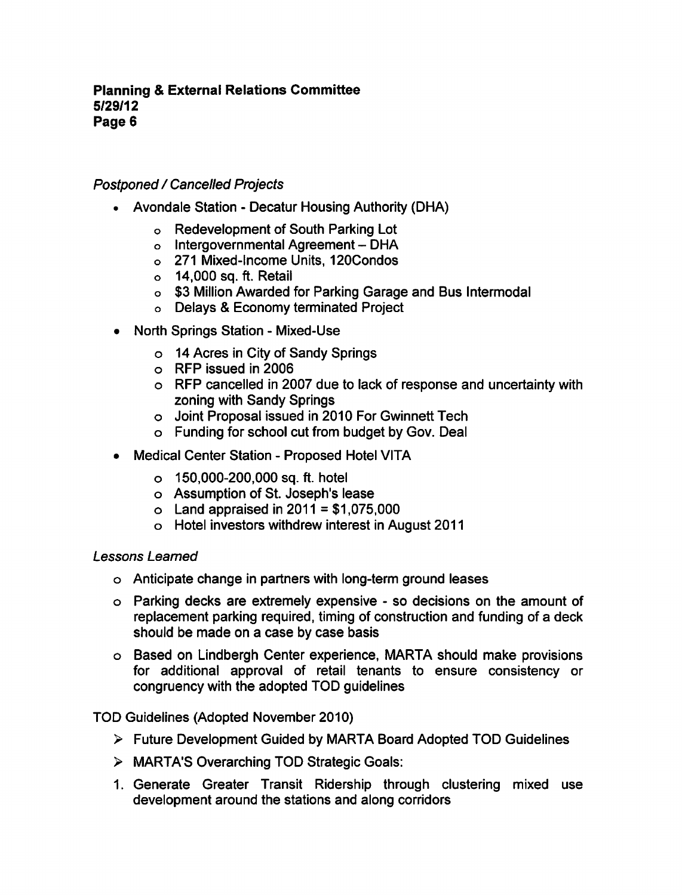*Postponed / Cancelled Projects*

- Avondale Station - Decatur Housing Authority (DHA)
    - Redevelopment of South Parking Lot
    - Intergovernmental Agreement – DHA
    - 271 Mixed-Income Units, 120Condos
    - 14,000 sq. ft. Retail
    - $3 Million Awarded for Parking Garage and Bus Intermodal
    - Delays & Economy terminated Project
- North Springs Station - Mixed-Use
    - 14 Acres in City of Sandy Springs
    - RFP issued in 2006
    - RFP cancelled in 2007 due to lack of response and uncertainty with zoning with Sandy Springs
    - Joint Proposal issued in 2010 For Gwinnett Tech
    - Funding for school cut from budget by Gov. Deal
- Medical Center Station - Proposed Hotel VITA
    - 150,000-200,000 sq. ft. hotel
    - Assumption of St. Joseph's lease
    - Land appraised in 2011 = $1,075,000
    - Hotel investors withdrew interest in August 2011

*Lessons Learned*

- Anticipate change in partners with long-term ground leases
- Parking decks are extremely expensive - so decisions on the amount of replacement parking required, timing of construction and funding of a deck should be made on a case by case basis
- Based on Lindbergh Center experience, MARTA should make provisions for additional approval of retail tenants to ensure consistency or congruency with the adopted TOD guidelines

TOD Guidelines (Adopted November 2010)

- ➢ Future Development Guided by MARTA Board Adopted TOD Guidelines
- ➢ MARTA'S Overarching TOD Strategic Goals:

1. Generate Greater Transit Ridership through clustering mixed use development around the stations and along corridors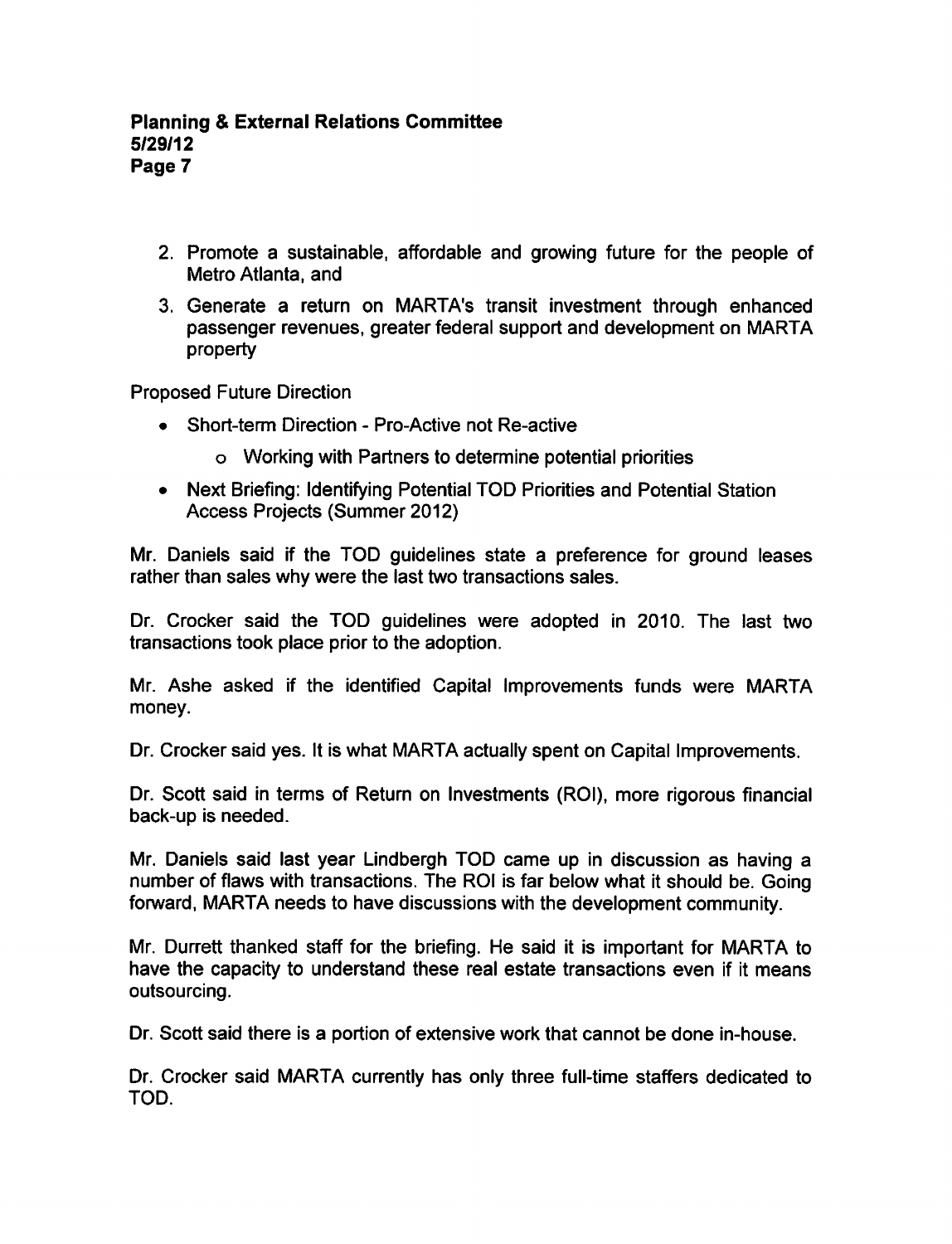2. Promote a sustainable, affordable and growing future for the people of Metro Atlanta, and
3. Generate a return on MARTA's transit investment through enhanced passenger revenues, greater federal support and development on MARTA property

Proposed Future Direction

- Short-term Direction - Pro-Active not Re-active
  - Working with Partners to determine potential priorities
- Next Briefing: Identifying Potential TOD Priorities and Potential Station Access Projects (Summer 2012)

Mr. Daniels said if the TOD guidelines state a preference for ground leases rather than sales why were the last two transactions sales.

Dr. Crocker said the TOD guidelines were adopted in 2010. The last two transactions took place prior to the adoption.

Mr. Ashe asked if the identified Capital Improvements funds were MARTA money.

Dr. Crocker said yes. It is what MARTA actually spent on Capital Improvements.

Dr. Scott said in terms of Return on Investments (ROI), more rigorous financial back-up is needed.

Mr. Daniels said last year Lindbergh TOD came up in discussion as having a number of flaws with transactions. The ROI is far below what it should be. Going forward, MARTA needs to have discussions with the development community.

Mr. Durrett thanked staff for the briefing. He said it is important for MARTA to have the capacity to understand these real estate transactions even if it means outsourcing.

Dr. Scott said there is a portion of extensive work that cannot be done in-house.

Dr. Crocker said MARTA currently has only three full-time staffers dedicated to TOD.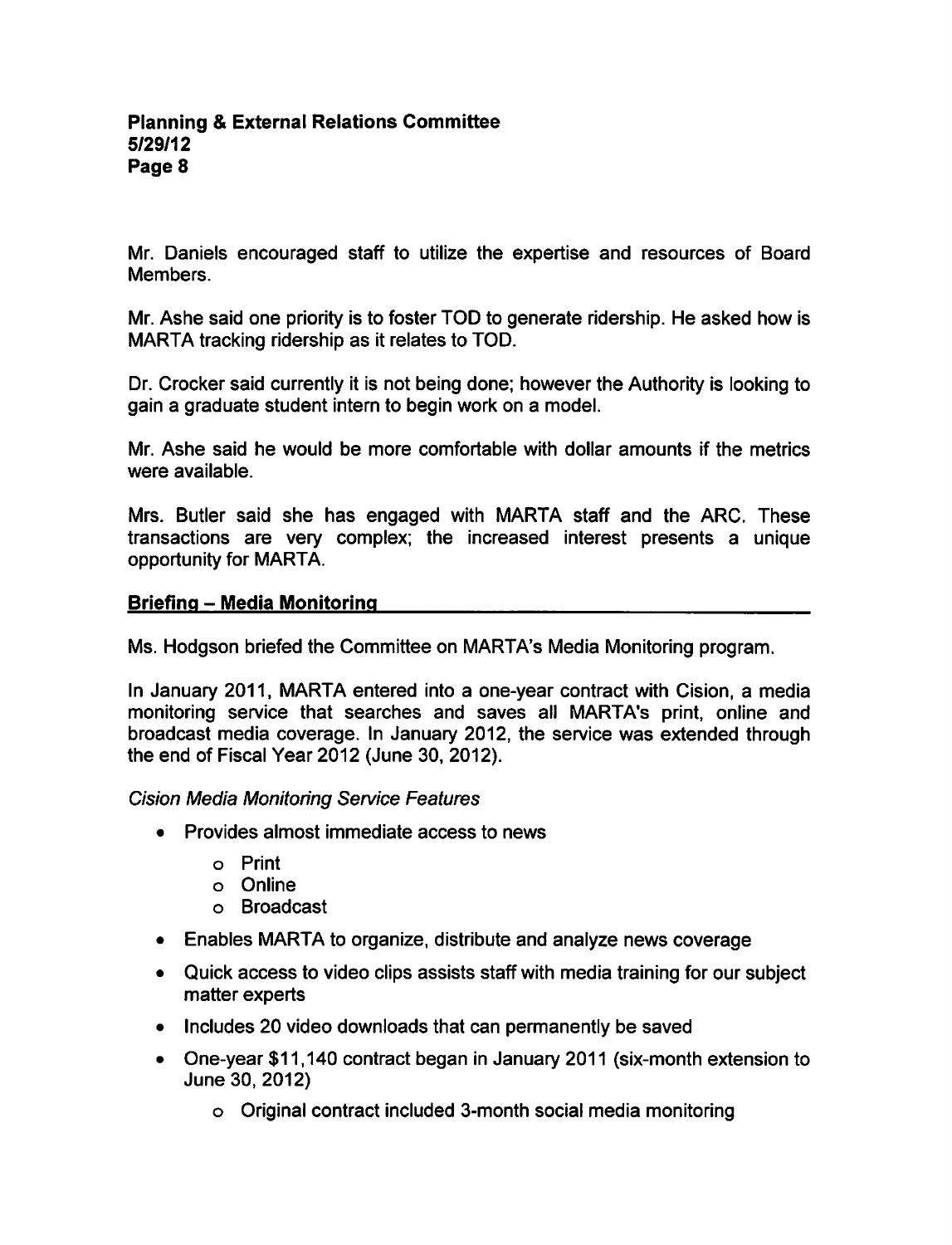Mr. Daniels encouraged staff to utilize the expertise and resources of Board Members.

Mr. Ashe said one priority is to foster TOD to generate ridership. He asked how is MARTA tracking ridership as it relates to TOD.

Dr. Crocker said currently it is not being done; however the Authority is looking to gain a graduate student intern to begin work on a model.

Mr. Ashe said he would be more comfortable with dollar amounts if the metrics were available.

Mrs. Butler said she has engaged with MARTA staff and the ARC. These transactions are very complex; the increased interest presents a unique opportunity for MARTA.

## Briefing – Media Monitoring

Ms. Hodgson briefed the Committee on MARTA's Media Monitoring program.

In January 2011, MARTA entered into a one-year contract with Cision, a media monitoring service that searches and saves all MARTA's print, online and broadcast media coverage. In January 2012, the service was extended through the end of Fiscal Year 2012 (June 30, 2012).

*Cision Media Monitoring Service Features*

- Provides almost immediate access to news
  - Print
  - Online
  - Broadcast
- Enables MARTA to organize, distribute and analyze news coverage
- Quick access to video clips assists staff with media training for our subject matter experts
- Includes 20 video downloads that can permanently be saved
- One-year $11,140 contract began in January 2011 (six-month extension to June 30, 2012)
  - Original contract included 3-month social media monitoring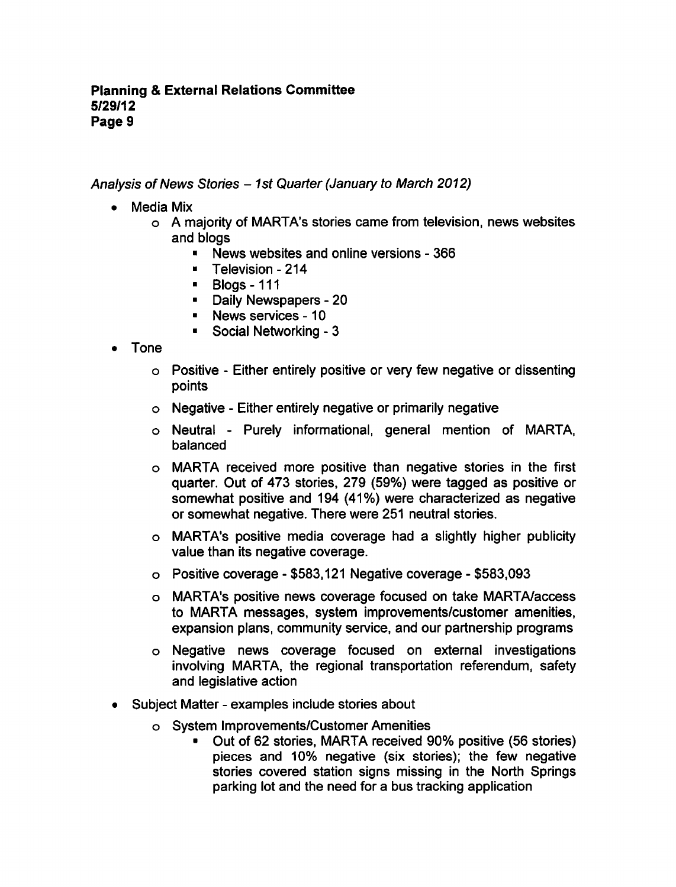*Analysis of News Stories – 1st Quarter (January to March 2012)*

- Media Mix
  - A majority of MARTA's stories came from television, news websites and blogs
    - News websites and online versions - 366
    - Television - 214
    - Blogs - 111
    - Daily Newspapers - 20
    - News services - 10
    - Social Networking - 3
- Tone
  - Positive - Either entirely positive or very few negative or dissenting points
  - Negative - Either entirely negative or primarily negative
  - Neutral - Purely informational, general mention of MARTA, balanced
  - MARTA received more positive than negative stories in the first quarter. Out of 473 stories, 279 (59%) were tagged as positive or somewhat positive and 194 (41%) were characterized as negative or somewhat negative. There were 251 neutral stories.
  - MARTA's positive media coverage had a slightly higher publicity value than its negative coverage.
  - Positive coverage - $583,121 Negative coverage - $583,093
  - MARTA's positive news coverage focused on take MARTA/access to MARTA messages, system improvements/customer amenities, expansion plans, community service, and our partnership programs
  - Negative news coverage focused on external investigations involving MARTA, the regional transportation referendum, safety and legislative action
- Subject Matter - examples include stories about
  - System Improvements/Customer Amenities
    - Out of 62 stories, MARTA received 90% positive (56 stories) pieces and 10% negative (six stories); the few negative stories covered station signs missing in the North Springs parking lot and the need for a bus tracking application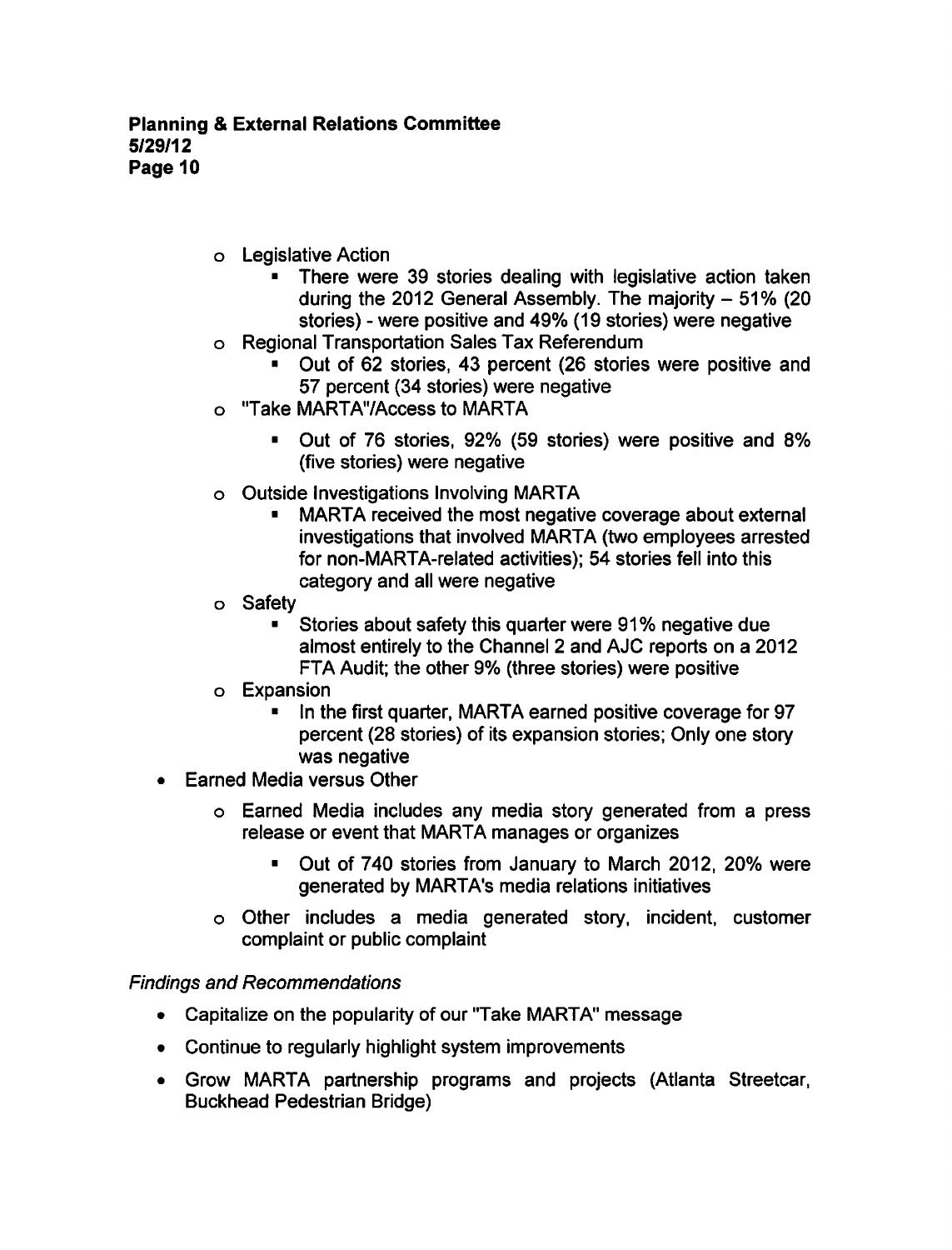- Legislative Action
  - There were 39 stories dealing with legislative action taken during the 2012 General Assembly. The majority – 51% (20 stories) - were positive and 49% (19 stories) were negative
- Regional Transportation Sales Tax Referendum
  - Out of 62 stories, 43 percent (26 stories were positive and 57 percent (34 stories) were negative
- "Take MARTA"/Access to MARTA
  - Out of 76 stories, 92% (59 stories) were positive and 8% (five stories) were negative
- Outside Investigations Involving MARTA
  - MARTA received the most negative coverage about external investigations that involved MARTA (two employees arrested for non-MARTA-related activities); 54 stories fell into this category and all were negative
- Safety
  - Stories about safety this quarter were 91% negative due almost entirely to the Channel 2 and AJC reports on a 2012 FTA Audit; the other 9% (three stories) were positive
- Expansion
  - In the first quarter, MARTA earned positive coverage for 97 percent (28 stories) of its expansion stories; Only one story was negative

- Earned Media versus Other
  - Earned Media includes any media story generated from a press release or event that MARTA manages or organizes
    - Out of 740 stories from January to March 2012, 20% were generated by MARTA's media relations initiatives
  - Other includes a media generated story, incident, customer complaint or public complaint

*Findings and Recommendations*

- Capitalize on the popularity of our "Take MARTA" message
- Continue to regularly highlight system improvements
- Grow MARTA partnership programs and projects (Atlanta Streetcar, Buckhead Pedestrian Bridge)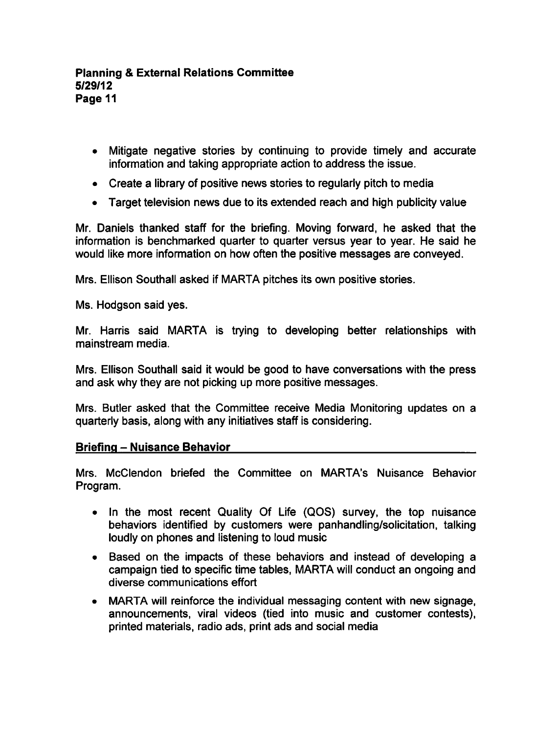- Mitigate negative stories by continuing to provide timely and accurate information and taking appropriate action to address the issue.
- Create a library of positive news stories to regularly pitch to media
- Target television news due to its extended reach and high publicity value

Mr. Daniels thanked staff for the briefing. Moving forward, he asked that the information is benchmarked quarter to quarter versus year to year. He said he would like more information on how often the positive messages are conveyed.

Mrs. Ellison Southall asked if MARTA pitches its own positive stories.

Ms. Hodgson said yes.

Mr. Harris said MARTA is trying to developing better relationships with mainstream media.

Mrs. Ellison Southall said it would be good to have conversations with the press and ask why they are not picking up more positive messages.

Mrs. Butler asked that the Committee receive Media Monitoring updates on a quarterly basis, along with any initiatives staff is considering.

**Briefing – Nuisance Behavior**

Mrs. McClendon briefed the Committee on MARTA's Nuisance Behavior Program.

- In the most recent Quality Of Life (QOS) survey, the top nuisance behaviors identified by customers were panhandling/solicitation, talking loudly on phones and listening to loud music
- Based on the impacts of these behaviors and instead of developing a campaign tied to specific time tables, MARTA will conduct an ongoing and diverse communications effort
- MARTA will reinforce the individual messaging content with new signage, announcements, viral videos (tied into music and customer contests), printed materials, radio ads, print ads and social media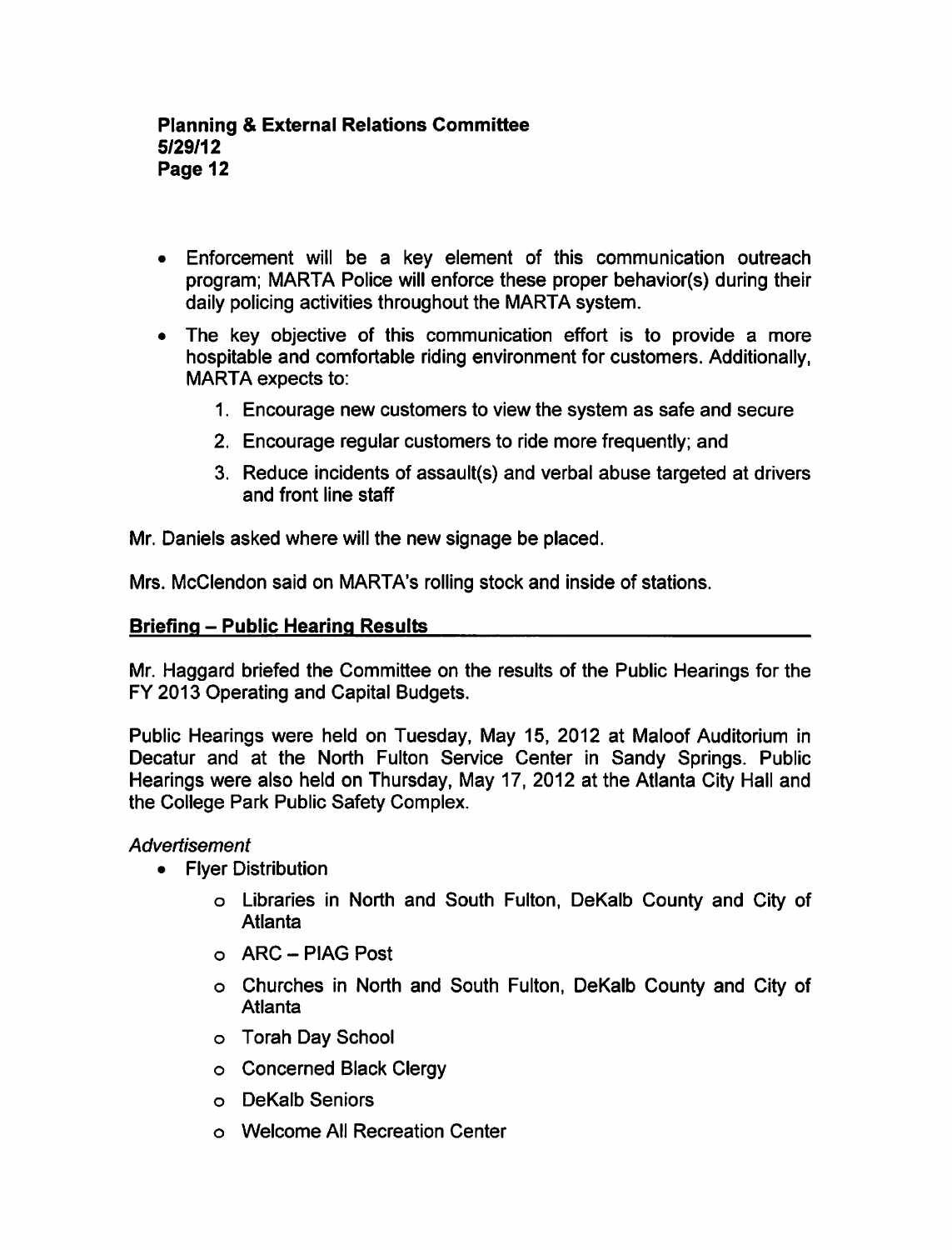- Enforcement will be a key element of this communication outreach program; MARTA Police will enforce these proper behavior(s) during their daily policing activities throughout the MARTA system.
- The key objective of this communication effort is to provide a more hospitable and comfortable riding environment for customers. Additionally, MARTA expects to:
    1. Encourage new customers to view the system as safe and secure
    2. Encourage regular customers to ride more frequently; and
    3. Reduce incidents of assault(s) and verbal abuse targeted at drivers and front line staff

Mr. Daniels asked where will the new signage be placed.

Mrs. McClendon said on MARTA's rolling stock and inside of stations.

**Briefing – Public Hearing Results**

Mr. Haggard briefed the Committee on the results of the Public Hearings for the FY 2013 Operating and Capital Budgets.

Public Hearings were held on Tuesday, May 15, 2012 at Maloof Auditorium in Decatur and at the North Fulton Service Center in Sandy Springs. Public Hearings were also held on Thursday, May 17, 2012 at the Atlanta City Hall and the College Park Public Safety Complex.

*Advertisement*

- Flyer Distribution
    - Libraries in North and South Fulton, DeKalb County and City of Atlanta
    - ARC – PIAG Post
    - Churches in North and South Fulton, DeKalb County and City of Atlanta
    - Torah Day School
    - Concerned Black Clergy
    - DeKalb Seniors
    - Welcome All Recreation Center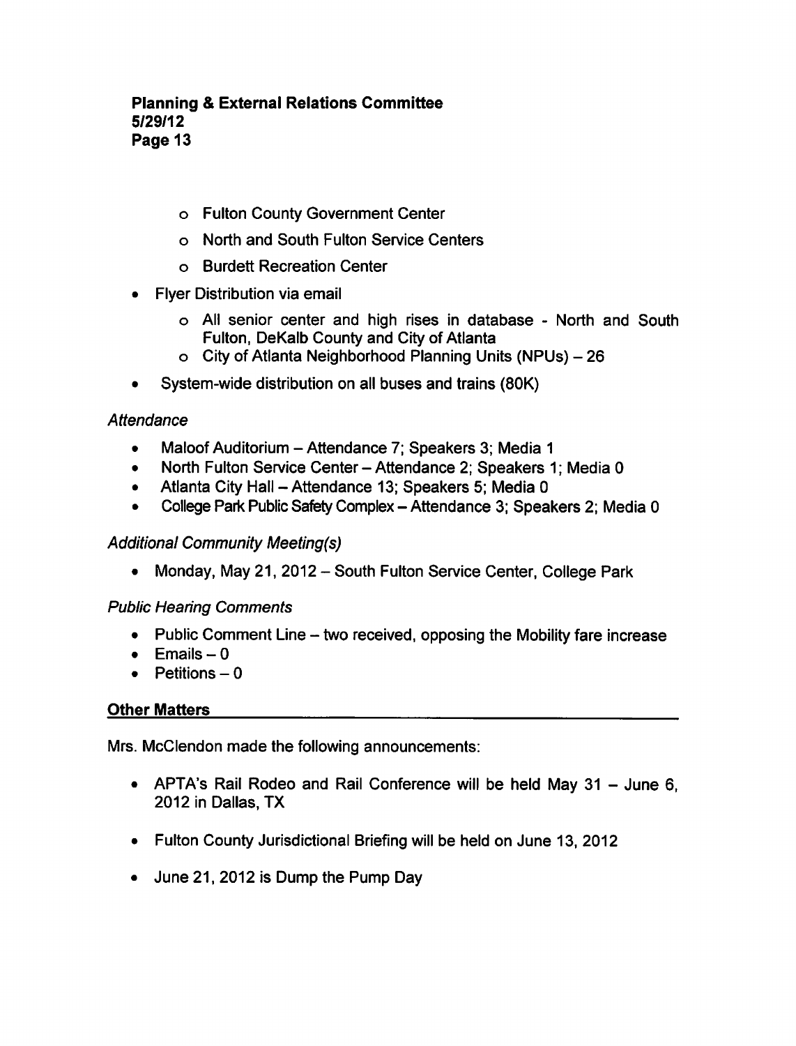- Fulton County Government Center
- North and South Fulton Service Centers
- Burdett Recreation Center

- Flyer Distribution via email
  - All senior center and high rises in database - North and South Fulton, DeKalb County and City of Atlanta
  - City of Atlanta Neighborhood Planning Units (NPUs) – 26
- System-wide distribution on all buses and trains (80K)

*Attendance*

- Maloof Auditorium – Attendance 7; Speakers 3; Media 1
- North Fulton Service Center – Attendance 2; Speakers 1; Media 0
- Atlanta City Hall – Attendance 13; Speakers 5; Media 0
- College Park Public Safety Complex – Attendance 3; Speakers 2; Media 0

*Additional Community Meeting(s)*

- Monday, May 21, 2012 – South Fulton Service Center, College Park

*Public Hearing Comments*

- Public Comment Line – two received, opposing the Mobility fare increase
- Emails – 0
- Petitions – 0

**Other Matters**

Mrs. McClendon made the following announcements:

- APTA's Rail Rodeo and Rail Conference will be held May 31 – June 6, 2012 in Dallas, TX
- Fulton County Jurisdictional Briefing will be held on June 13, 2012
- June 21, 2012 is Dump the Pump Day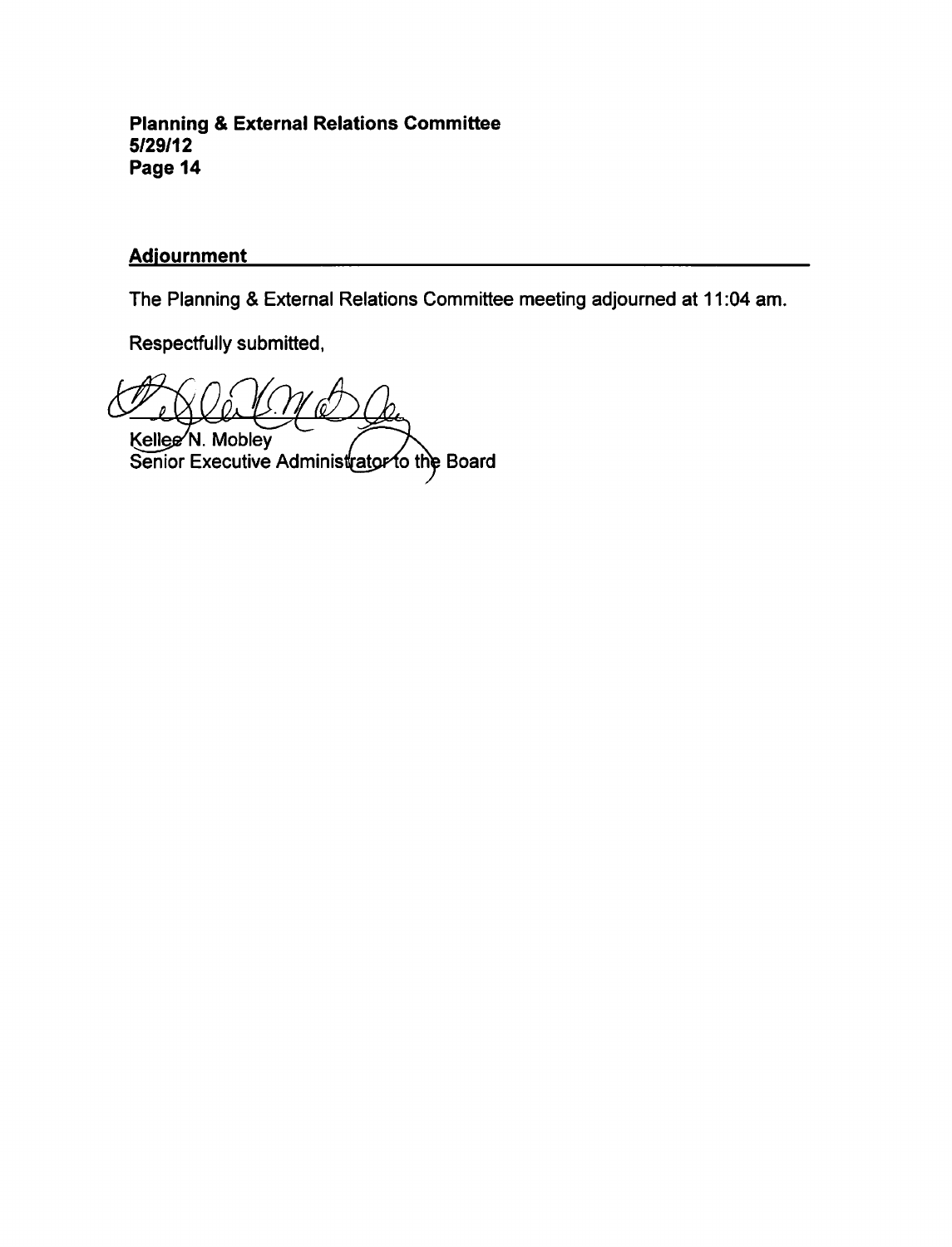## Adjournment

The Planning & External Relations Committee meeting adjourned at 11:04 am.

Respectfully submitted,

Kellee N. Mobley
Senior Executive Administrator to the Board